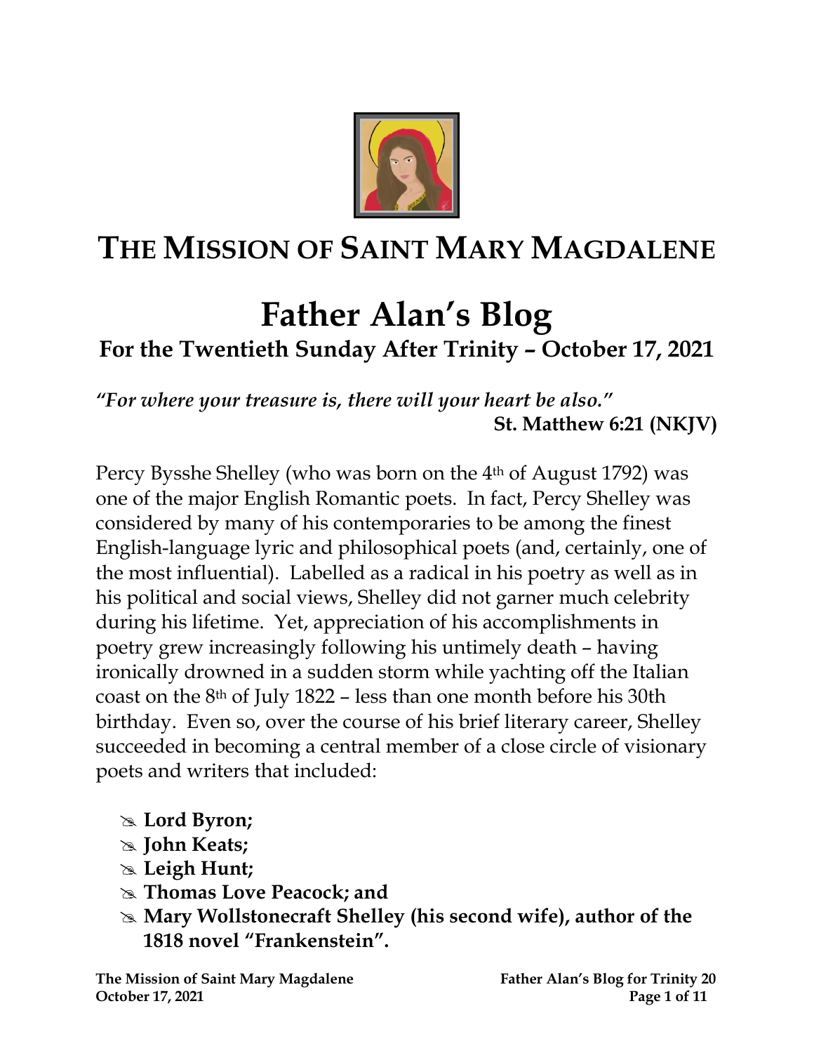# THE MISSION OF SAINT MARY MAGDALENE

# Father Alan's Blog

## For the Twentieth Sunday After Trinity – October 17, 2021

***"For where your treasure is, there will your heart be also."***
**St. Matthew 6:21 (NKJV)**

Percy Bysshe Shelley (who was born on the 4th of August 1792) was one of the major English Romantic poets. In fact, Percy Shelley was considered by many of his contemporaries to be among the finest English-language lyric and philosophical poets (and, certainly, one of the most influential). Labelled as a radical in his poetry as well as in his political and social views, Shelley did not garner much celebrity during his lifetime. Yet, appreciation of his accomplishments in poetry grew increasingly following his untimely death – having ironically drowned in a sudden storm while yachting off the Italian coast on the 8th of July 1822 – less than one month before his 30th birthday. Even so, over the course of his brief literary career, Shelley succeeded in becoming a central member of a close circle of visionary poets and writers that included:

- **Lord Byron;**
- **John Keats;**
- **Leigh Hunt;**
- **Thomas Love Peacock; and**
- **Mary Wollstonecraft Shelley (his second wife), author of the 1818 novel "Frankenstein".**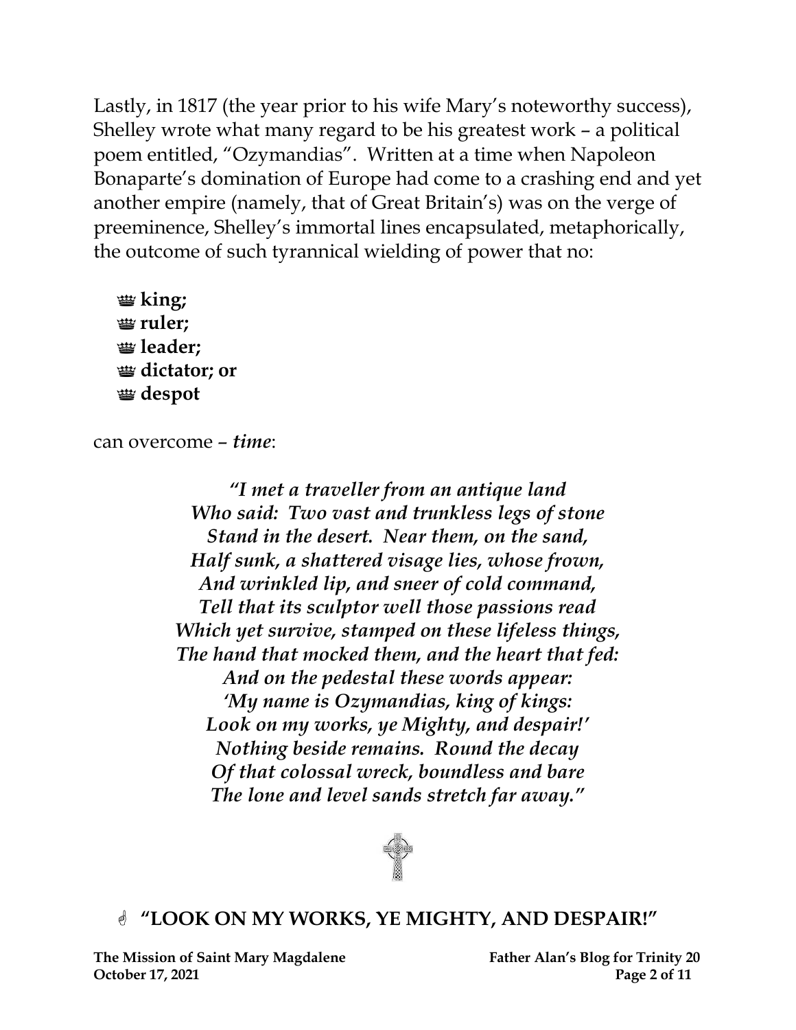Lastly, in 1817 (the year prior to his wife Mary's noteworthy success), Shelley wrote what many regard to be his greatest work – a political poem entitled, "Ozymandias". Written at a time when Napoleon Bonaparte's domination of Europe had come to a crashing end and yet another empire (namely, that of Great Britain's) was on the verge of preeminence, Shelley's immortal lines encapsulated, metaphorically, the outcome of such tyrannical wielding of power that no:

- **king;**
- **ruler;**
- **leader;**
- **dictator; or**
- **despot**

can overcome – ***time***:

*"I met a traveller from an antique land*
*Who said: Two vast and trunkless legs of stone*
*Stand in the desert. Near them, on the sand,*
*Half sunk, a shattered visage lies, whose frown,*
*And wrinkled lip, and sneer of cold command,*
*Tell that its sculptor well those passions read*
*Which yet survive, stamped on these lifeless things,*
*The hand that mocked them, and the heart that fed:*
*And on the pedestal these words appear:*
*'My name is Ozymandias, king of kings:*
*Look on my works, ye Mighty, and despair!'*
*Nothing beside remains. Round the decay*
*Of that colossal wreck, boundless and bare*
*The lone and level sands stretch far away."*

## "LOOK ON MY WORKS, YE MIGHTY, AND DESPAIR!"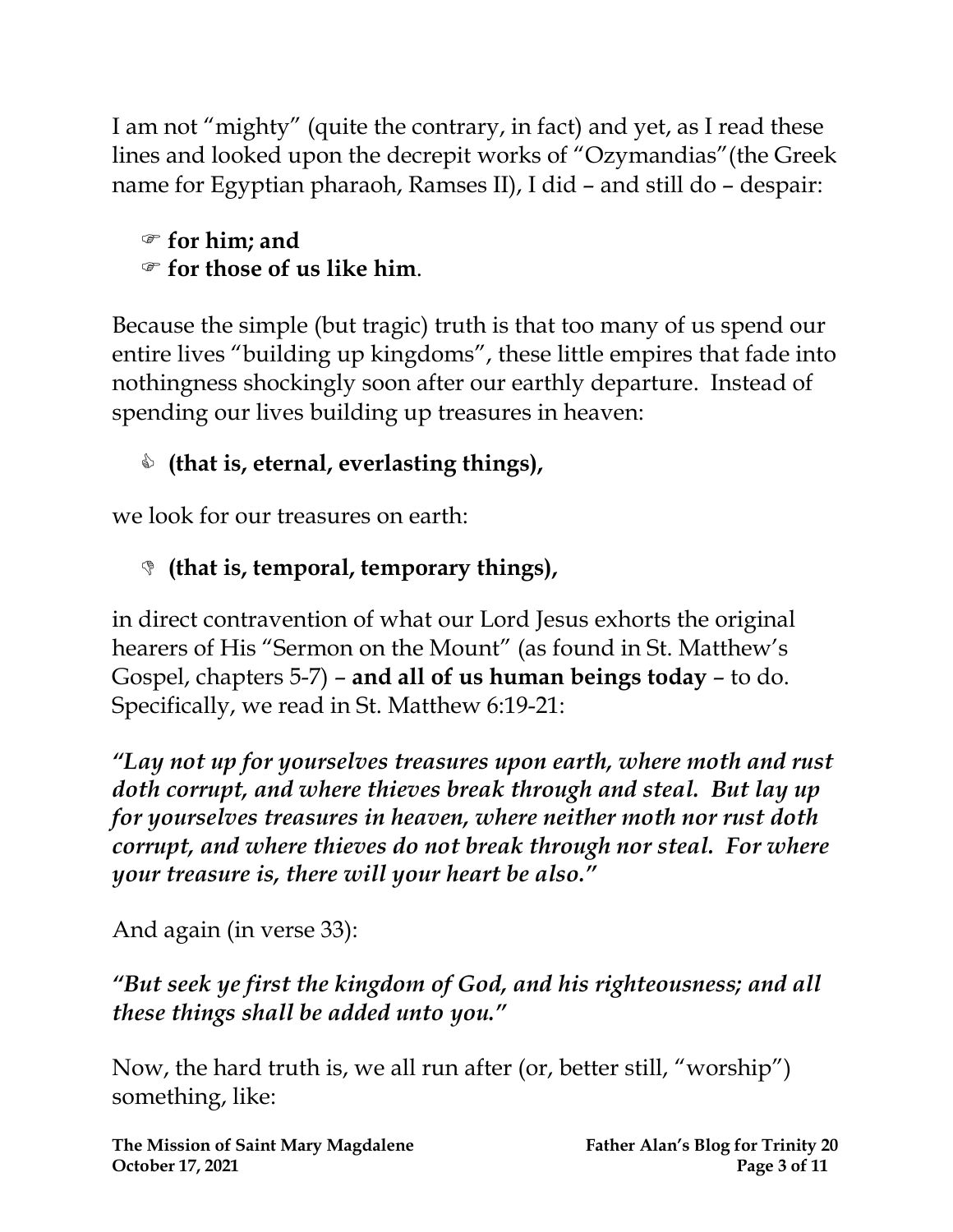I am not "mighty" (quite the contrary, in fact) and yet, as I read these lines and looked upon the decrepit works of "Ozymandias"(the Greek name for Egyptian pharaoh, Ramses II), I did – and still do – despair:

- ☞ **for him; and**
- ☞ **for those of us like him**.

Because the simple (but tragic) truth is that too many of us spend our entire lives "building up kingdoms", these little empires that fade into nothingness shockingly soon after our earthly departure. Instead of spending our lives building up treasures in heaven:

- 👍 **(that is, eternal, everlasting things),**

we look for our treasures on earth:

- 👎 **(that is, temporal, temporary things),**

in direct contravention of what our Lord Jesus exhorts the original hearers of His "Sermon on the Mount" (as found in St. Matthew's Gospel, chapters 5-7) – **and all of us human beings today** – to do. Specifically, we read in St. Matthew 6:19-21:

***"Lay not up for yourselves treasures upon earth, where moth and rust doth corrupt, and where thieves break through and steal. But lay up for yourselves treasures in heaven, where neither moth nor rust doth corrupt, and where thieves do not break through nor steal. For where your treasure is, there will your heart be also."***

And again (in verse 33):

***"But seek ye first the kingdom of God, and his righteousness; and all these things shall be added unto you."***

Now, the hard truth is, we all run after (or, better still, "worship") something, like: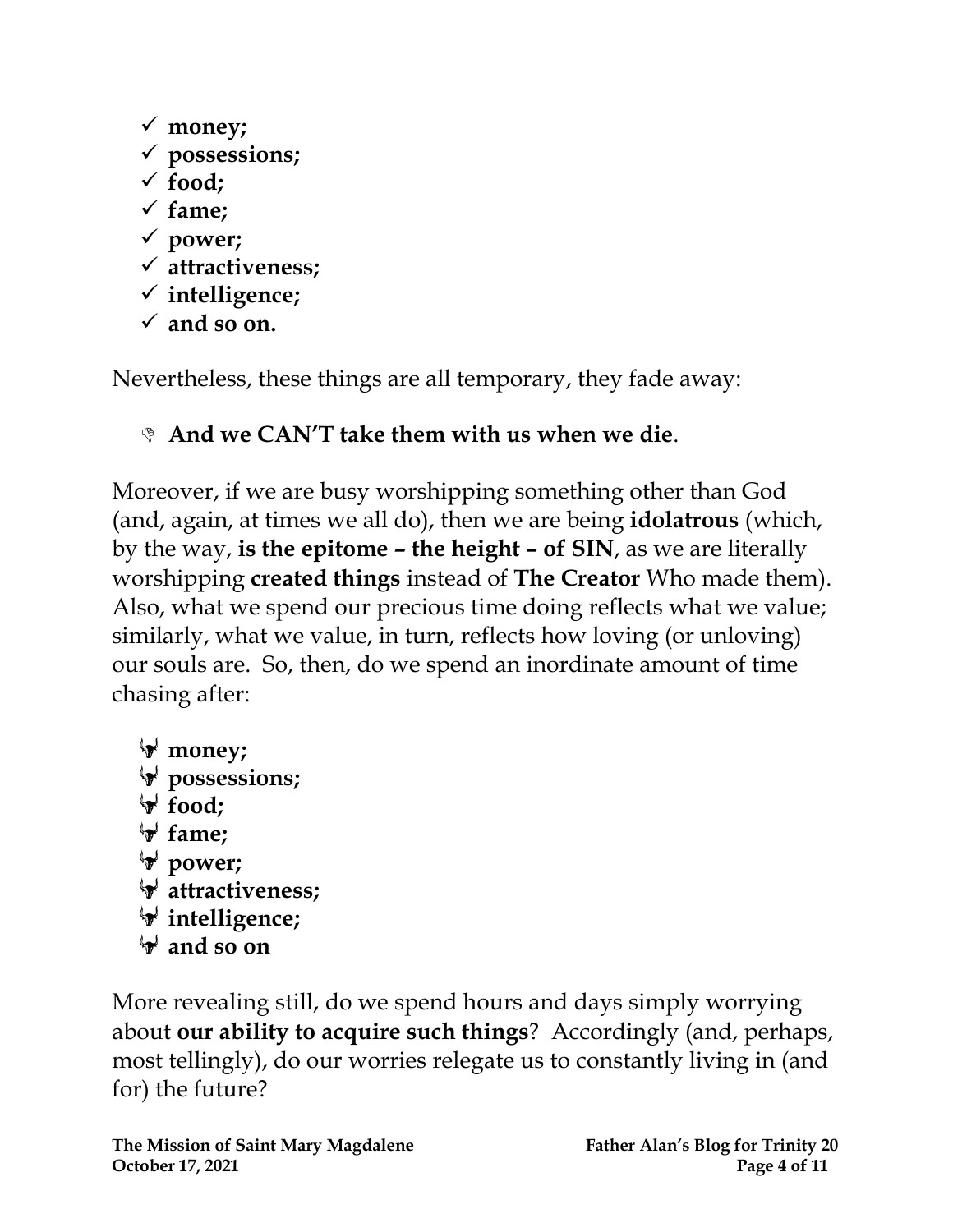- ✓ **money;**
- ✓ **possessions;**
- ✓ **food;**
- ✓ **fame;**
- ✓ **power;**
- ✓ **attractiveness;**
- ✓ **intelligence;**
- ✓ **and so on.**

Nevertheless, these things are all temporary, they fade away:

- **And we CAN'T take them with us when we die**.

Moreover, if we are busy worshipping something other than God (and, again, at times we all do), then we are being **idolatrous** (which, by the way, **is the epitome – the height – of SIN**, as we are literally worshipping **created things** instead of **The Creator** Who made them). Also, what we spend our precious time doing reflects what we value; similarly, what we value, in turn, reflects how loving (or unloving) our souls are. So, then, do we spend an inordinate amount of time chasing after:

- **money;**
- **possessions;**
- **food;**
- **fame;**
- **power;**
- **attractiveness;**
- **intelligence;**
- **and so on**

More revealing still, do we spend hours and days simply worrying about **our ability to acquire such things**? Accordingly (and, perhaps, most tellingly), do our worries relegate us to constantly living in (and for) the future?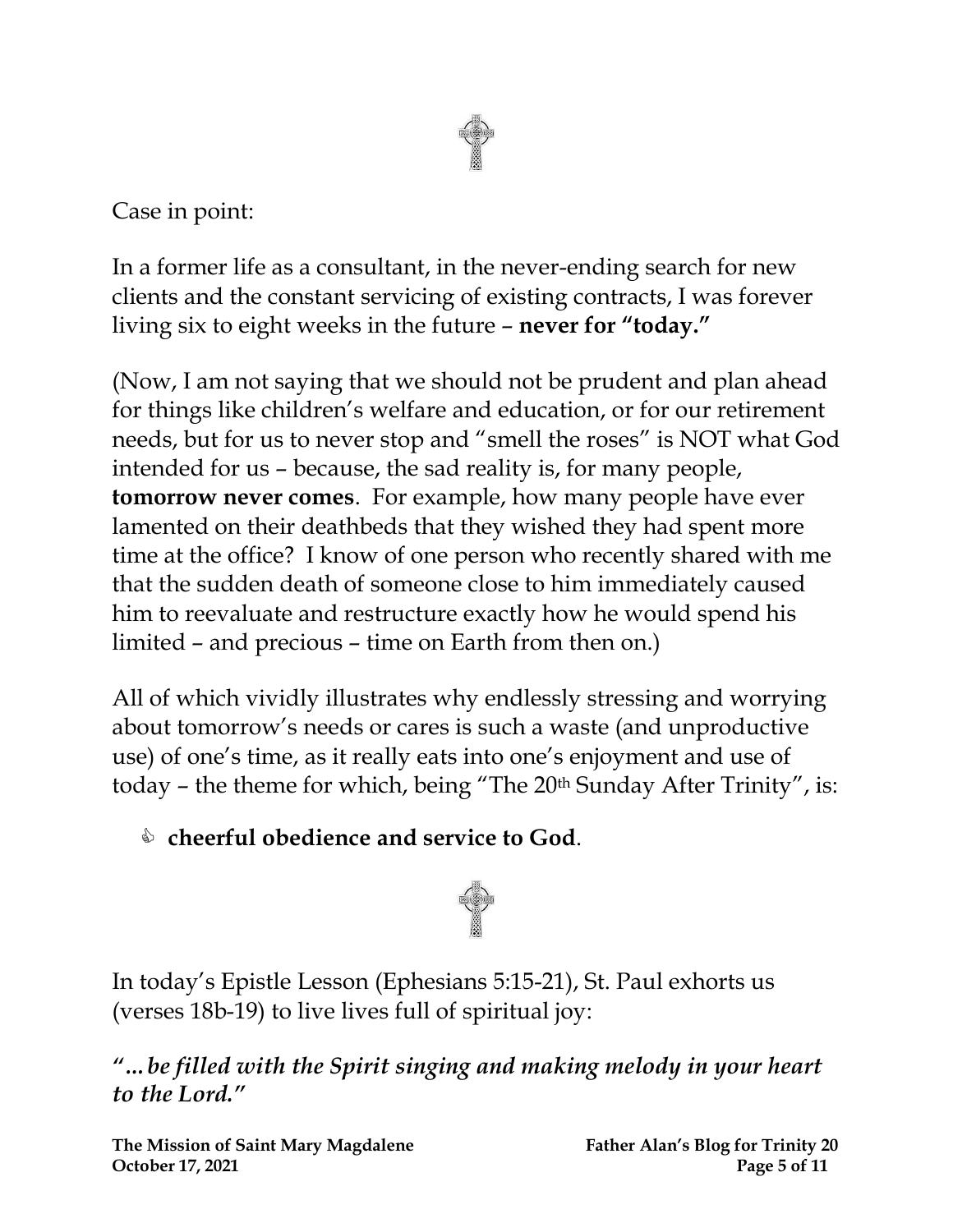Case in point:

In a former life as a consultant, in the never-ending search for new clients and the constant servicing of existing contracts, I was forever living six to eight weeks in the future – **never for "today."**

(Now, I am not saying that we should not be prudent and plan ahead for things like children's welfare and education, or for our retirement needs, but for us to never stop and "smell the roses" is NOT what God intended for us – because, the sad reality is, for many people, **tomorrow never comes**. For example, how many people have ever lamented on their deathbeds that they wished they had spent more time at the office? I know of one person who recently shared with me that the sudden death of someone close to him immediately caused him to reevaluate and restructure exactly how he would spend his limited – and precious – time on Earth from then on.)

All of which vividly illustrates why endlessly stressing and worrying about tomorrow's needs or cares is such a waste (and unproductive use) of one's time, as it really eats into one's enjoyment and use of today – the theme for which, being "The 20th Sunday After Trinity", is:

- **cheerful obedience and service to God**.

In today's Epistle Lesson (Ephesians 5:15-21), St. Paul exhorts us (verses 18b-19) to live lives full of spiritual joy:

***"…be filled with the Spirit singing and making melody in your heart to the Lord."***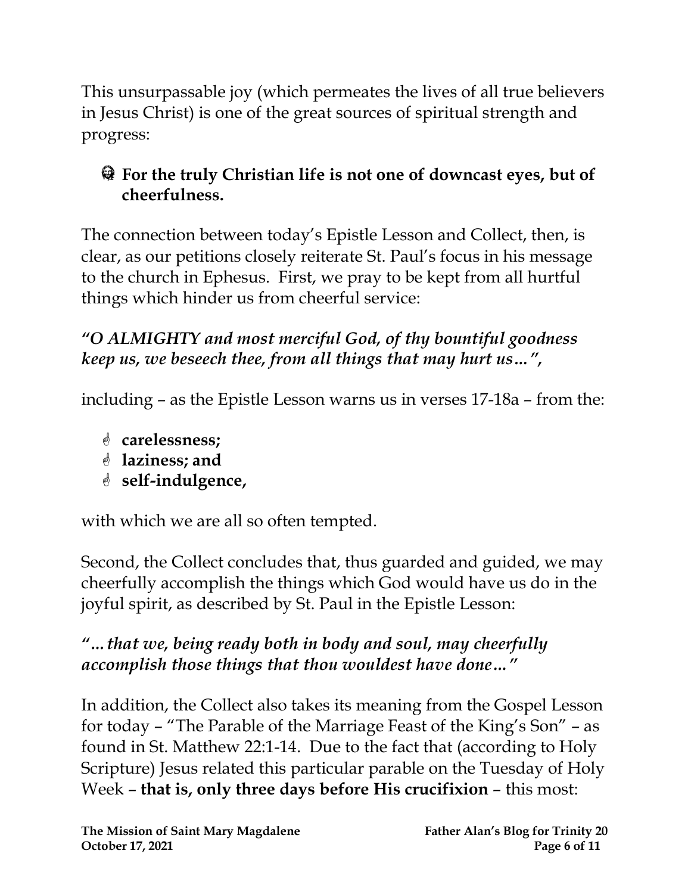This unsurpassable joy (which permeates the lives of all true believers in Jesus Christ) is one of the great sources of spiritual strength and progress:

- **For the truly Christian life is not one of downcast eyes, but of cheerfulness.**

The connection between today's Epistle Lesson and Collect, then, is clear, as our petitions closely reiterate St. Paul's focus in his message to the church in Ephesus. First, we pray to be kept from all hurtful things which hinder us from cheerful service:

***"O ALMIGHTY and most merciful God, of thy bountiful goodness keep us, we beseech thee, from all things that may hurt us…",***

including – as the Epistle Lesson warns us in verses 17-18a – from the:

- **carelessness;**
- **laziness; and**
- **self-indulgence,**

with which we are all so often tempted.

Second, the Collect concludes that, thus guarded and guided, we may cheerfully accomplish the things which God would have us do in the joyful spirit, as described by St. Paul in the Epistle Lesson:

***"…that we, being ready both in body and soul, may cheerfully accomplish those things that thou wouldest have done…"***

In addition, the Collect also takes its meaning from the Gospel Lesson for today – "The Parable of the Marriage Feast of the King's Son" – as found in St. Matthew 22:1-14. Due to the fact that (according to Holy Scripture) Jesus related this particular parable on the Tuesday of Holy Week – **that is, only three days before His crucifixion** – this most: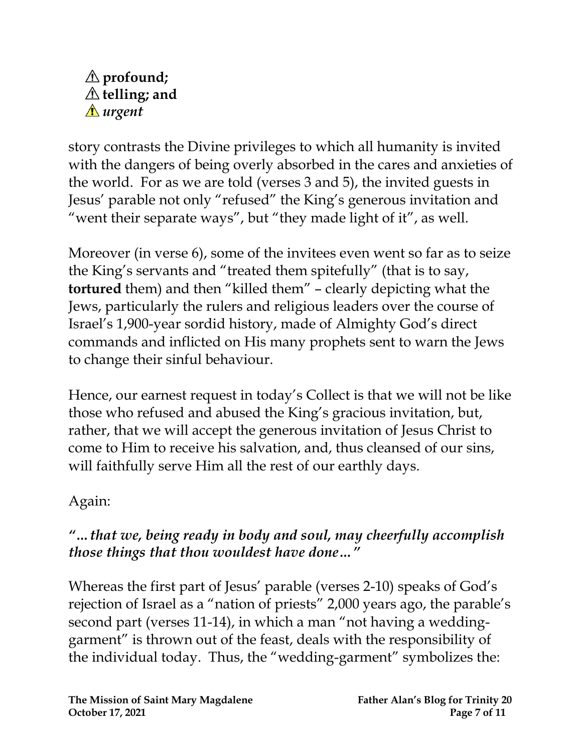⚠ **profound;**
⚠ **telling; and**
⚠ ***urgent***

story contrasts the Divine privileges to which all humanity is invited with the dangers of being overly absorbed in the cares and anxieties of the world. For as we are told (verses 3 and 5), the invited guests in Jesus' parable not only "refused" the King's generous invitation and "went their separate ways", but "they made light of it", as well.

Moreover (in verse 6), some of the invitees even went so far as to seize the King's servants and "treated them spitefully" (that is to say, **tortured** them) and then "killed them" – clearly depicting what the Jews, particularly the rulers and religious leaders over the course of Israel's 1,900-year sordid history, made of Almighty God's direct commands and inflicted on His many prophets sent to warn the Jews to change their sinful behaviour.

Hence, our earnest request in today's Collect is that we will not be like those who refused and abused the King's gracious invitation, but, rather, that we will accept the generous invitation of Jesus Christ to come to Him to receive his salvation, and, thus cleansed of our sins, will faithfully serve Him all the rest of our earthly days.

Again:

***"…that we, being ready in body and soul, may cheerfully accomplish those things that thou wouldest have done…"***

Whereas the first part of Jesus' parable (verses 2-10) speaks of God's rejection of Israel as a "nation of priests" 2,000 years ago, the parable's second part (verses 11-14), in which a man "not having a wedding-garment" is thrown out of the feast, deals with the responsibility of the individual today. Thus, the "wedding-garment" symbolizes the: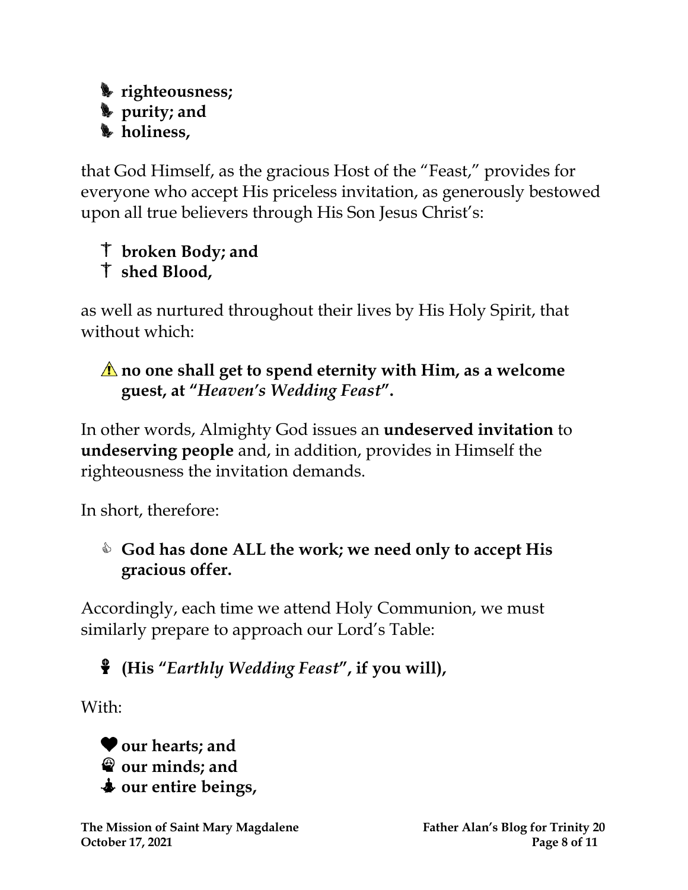- **righteousness;**
- **purity; and**
- **holiness,**

that God Himself, as the gracious Host of the "Feast," provides for everyone who accept His priceless invitation, as generously bestowed upon all true believers through His Son Jesus Christ's:

- **broken Body; and**
- **shed Blood,**

as well as nurtured throughout their lives by His Holy Spirit, that without which:

- ⚠ **no one shall get to spend eternity with Him, as a welcome guest, at "*Heaven's Wedding Feast*".**

In other words, Almighty God issues an **undeserved invitation** to **undeserving people** and, in addition, provides in Himself the righteousness the invitation demands.

In short, therefore:

- **God has done ALL the work; we need only to accept His gracious offer.**

Accordingly, each time we attend Holy Communion, we must similarly prepare to approach our Lord's Table:

- **(His "*Earthly Wedding Feast*", if you will),**

With:

- **our hearts; and**
- **our minds; and**
- **our entire beings,**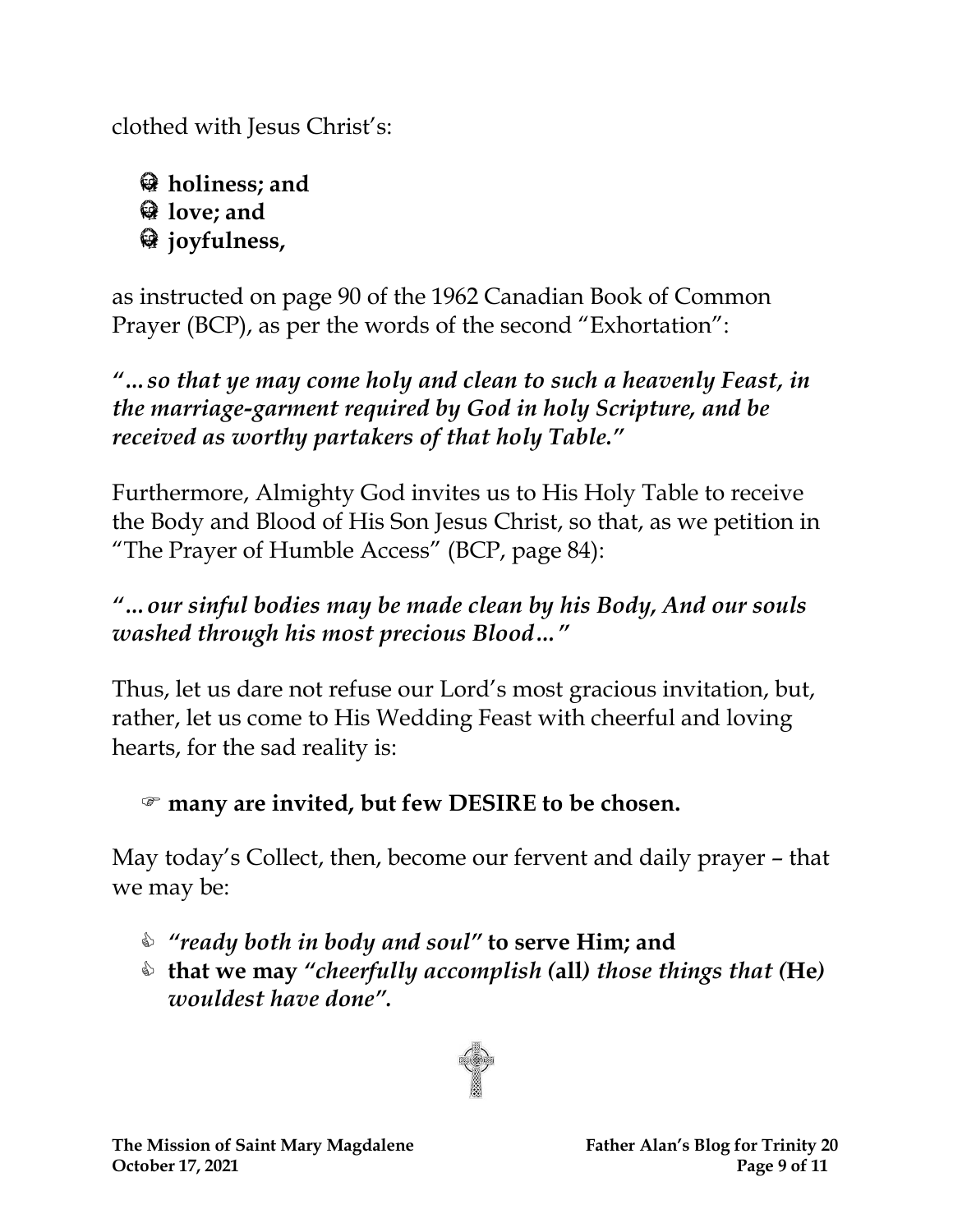clothed with Jesus Christ's:

- **holiness; and**
- **love; and**
- **joyfulness,**

as instructed on page 90 of the 1962 Canadian Book of Common Prayer (BCP), as per the words of the second "Exhortation":

***"…so that ye may come holy and clean to such a heavenly Feast, in the marriage-garment required by God in holy Scripture, and be received as worthy partakers of that holy Table."***

Furthermore, Almighty God invites us to His Holy Table to receive the Body and Blood of His Son Jesus Christ, so that, as we petition in "The Prayer of Humble Access" (BCP, page 84):

***"…our sinful bodies may be made clean by his Body, And our souls washed through his most precious Blood…"***

Thus, let us dare not refuse our Lord's most gracious invitation, but, rather, let us come to His Wedding Feast with cheerful and loving hearts, for the sad reality is:

☞ **many are invited, but few DESIRE to be chosen.**

May today's Collect, then, become our fervent and daily prayer – that we may be:

- ***"ready both in body and soul"*** **to serve Him; and**
- **that we may** ***"cheerfully accomplish*** **(all)** ***those things that*** **(He)** ***wouldest have done"*****.**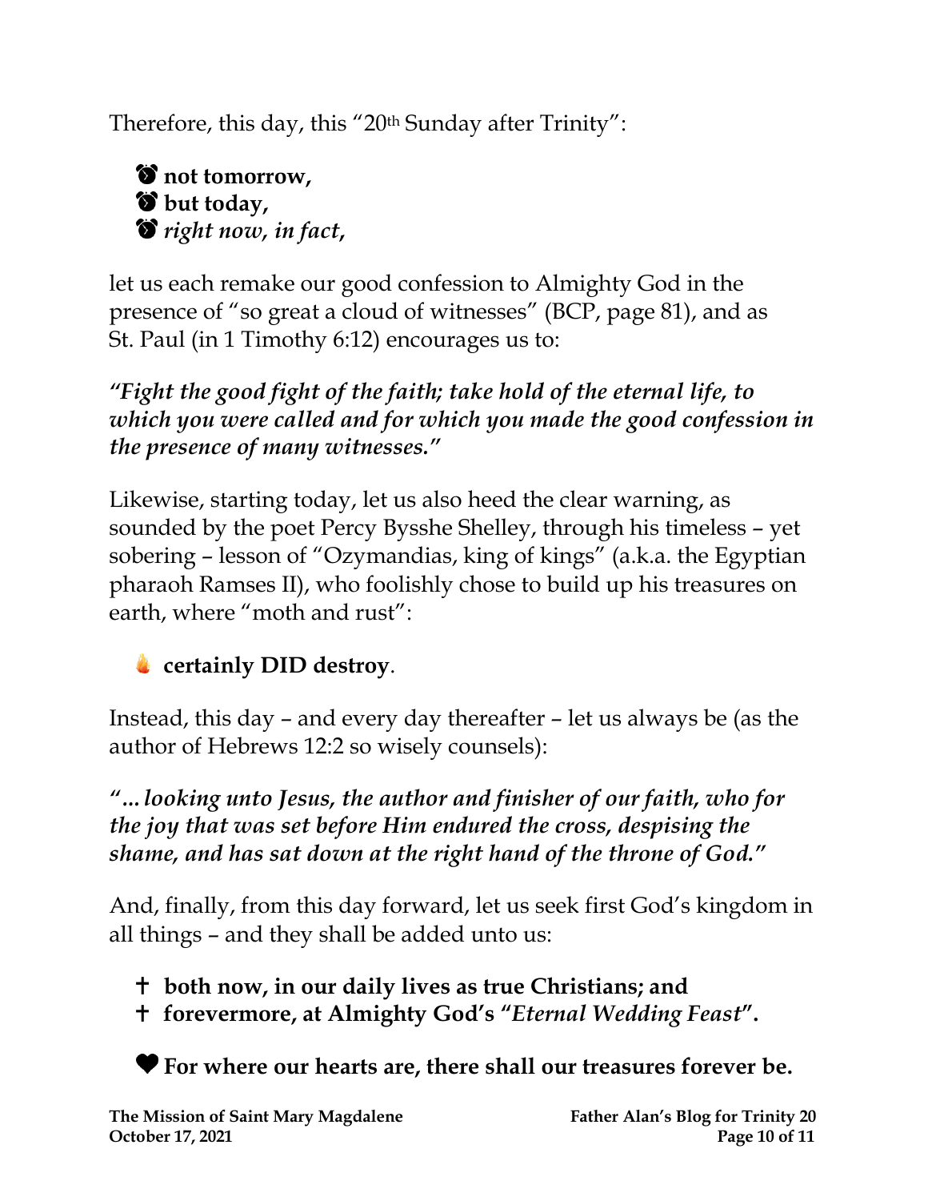Therefore, this day, this "20th Sunday after Trinity":

⏰ **not tomorrow,**
⏰ **but today,**
⏰ ***right now, in fact*,**

let us each remake our good confession to Almighty God in the presence of "so great a cloud of witnesses" (BCP, page 81), and as St. Paul (in 1 Timothy 6:12) encourages us to:

***"Fight the good fight of the faith; take hold of the eternal life, to which you were called and for which you made the good confession in the presence of many witnesses."***

Likewise, starting today, let us also heed the clear warning, as sounded by the poet Percy Bysshe Shelley, through his timeless – yet sobering – lesson of "Ozymandias, king of kings" (a.k.a. the Egyptian pharaoh Ramses II), who foolishly chose to build up his treasures on earth, where "moth and rust":

🔥 **certainly DID destroy**.

Instead, this day – and every day thereafter – let us always be (as the author of Hebrews 12:2 so wisely counsels):

***"... looking unto Jesus, the author and finisher of our faith, who for the joy that was set before Him endured the cross, despising the shame, and has sat down at the right hand of the throne of God."***

And, finally, from this day forward, let us seek first God's kingdom in all things – and they shall be added unto us:

- ✝ **both now, in our daily lives as true Christians; and**
- ✝ **forevermore, at Almighty God's "*Eternal Wedding Feast*".**

❤ **For where our hearts are, there shall our treasures forever be.**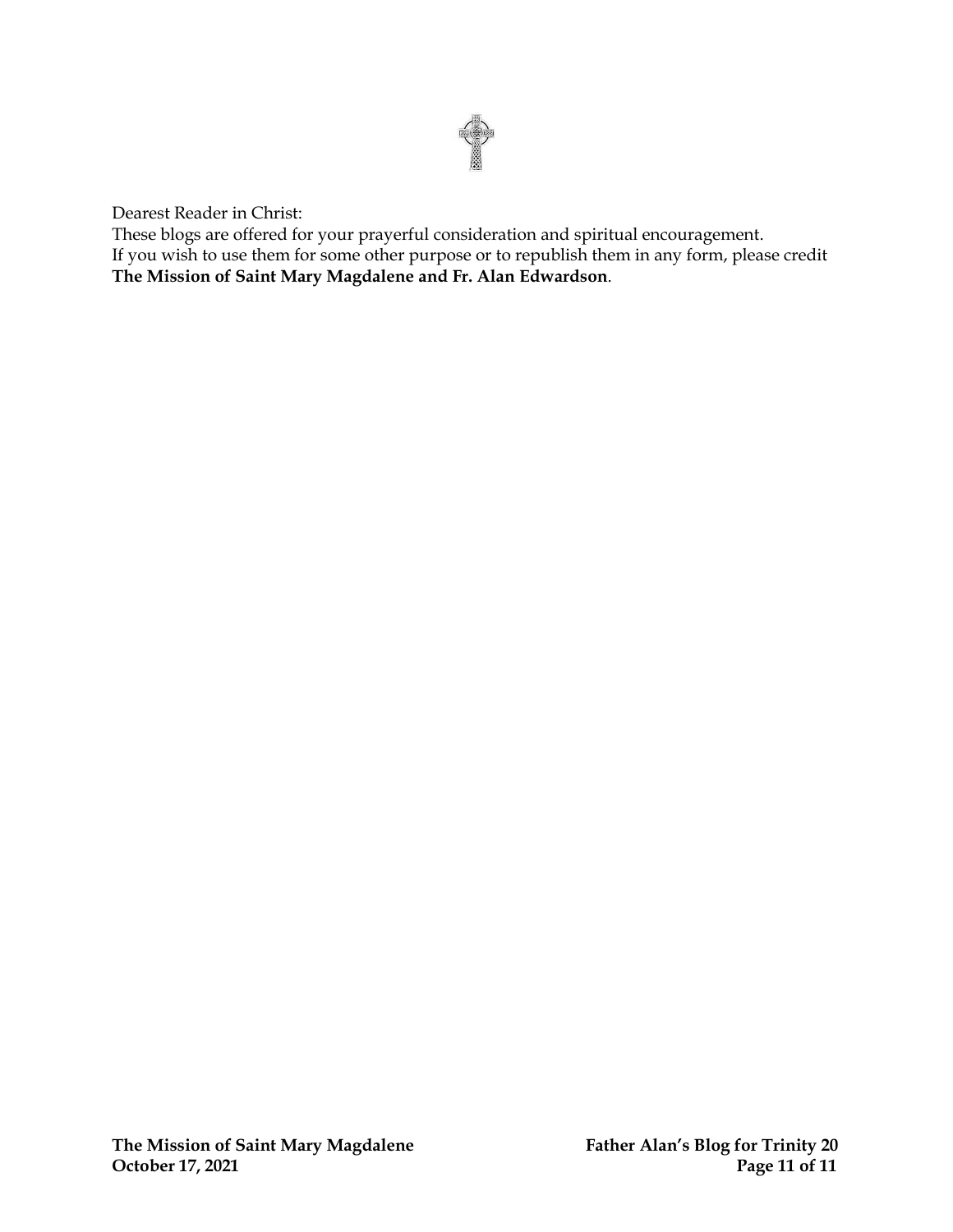Dearest Reader in Christ:

These blogs are offered for your prayerful consideration and spiritual encouragement.

If you wish to use them for some other purpose or to republish them in any form, please credit **The Mission of Saint Mary Magdalene and Fr. Alan Edwardson**.